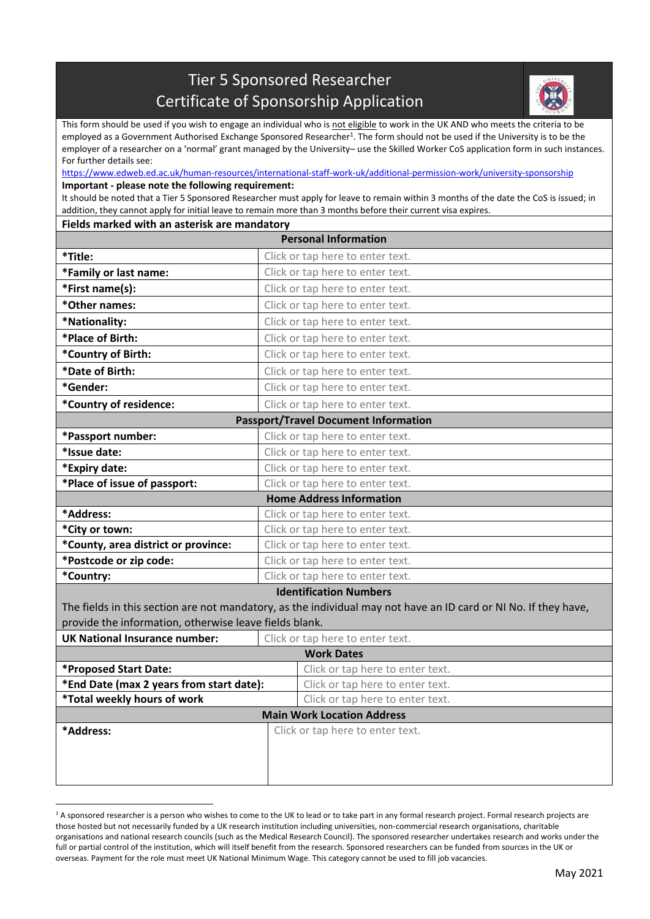# Tier 5 Sponsored Researcher Certificate of Sponsorship Application

This form should be used if you wish to engage an individual who is not eligible to work in the UK AND who meets the criteria to be employed as a Government Authorised Exchange Sponsored Researcher[1]. The form should not be used if the University is to be the employer of a researcher on a 'normal' grant managed by the University– use the Skilled Worker CoS application form in such instances. For further details see:

https://www.edweb.ed.ac.uk/human-resources/international-staff-work-uk/additional-permission-work/university-sponsorship

**Important - please note the following requirement:**

It should be noted that a Tier 5 Sponsored Researcher must apply for leave to remain within 3 months of the date the CoS is issued; in addition, they cannot apply for initial leave to remain more than 3 months before their current visa expires.

**Fields marked with an asterisk are mandatory**

| **Personal Information** | |
|---|---|
| ***Title:** | Click or tap here to enter text. |
| ***Family or last name:** | Click or tap here to enter text. |
| ***First name(s):** | Click or tap here to enter text. |
| ***Other names:** | Click or tap here to enter text. |
| ***Nationality:** | Click or tap here to enter text. |
| ***Place of Birth:** | Click or tap here to enter text. |
| ***Country of Birth:** | Click or tap here to enter text. |
| ***Date of Birth:** | Click or tap here to enter text. |
| ***Gender:** | Click or tap here to enter text. |
| ***Country of residence:** | Click or tap here to enter text. |

| **Passport/Travel Document Information** | |
|---|---|
| ***Passport number:** | Click or tap here to enter text. |
| ***Issue date:** | Click or tap here to enter text. |
| ***Expiry date:** | Click or tap here to enter text. |
| ***Place of issue of passport:** | Click or tap here to enter text. |

| **Home Address Information** | |
|---|---|
| ***Address:** | Click or tap here to enter text. |
| ***City or town:** | Click or tap here to enter text. |
| ***County, area district or province:** | Click or tap here to enter text. |
| ***Postcode or zip code:** | Click or tap here to enter text. |
| ***Country:** | Click or tap here to enter text. |

**Identification Numbers**

The fields in this section are not mandatory, as the individual may not have an ID card or NI No. If they have, provide the information, otherwise leave fields blank.

| **UK National Insurance number:** | Click or tap here to enter text. |
|---|---|

| **Work Dates** | |
|---|---|
| ***Proposed Start Date:** | Click or tap here to enter text. |
| ***End Date (max 2 years from start date):** | Click or tap here to enter text. |
| ***Total weekly hours of work** | Click or tap here to enter text. |

| **Main Work Location Address** | |
|---|---|
| ***Address:** | Click or tap here to enter text. |

[1] A sponsored researcher is a person who wishes to come to the UK to lead or to take part in any formal research project. Formal research projects are those hosted but not necessarily funded by a UK research institution including universities, non-commercial research organisations, charitable organisations and national research councils (such as the Medical Research Council). The sponsored researcher undertakes research and works under the full or partial control of the institution, which will itself benefit from the research. Sponsored researchers can be funded from sources in the UK or overseas. Payment for the role must meet UK National Minimum Wage. This category cannot be used to fill job vacancies.

May 2021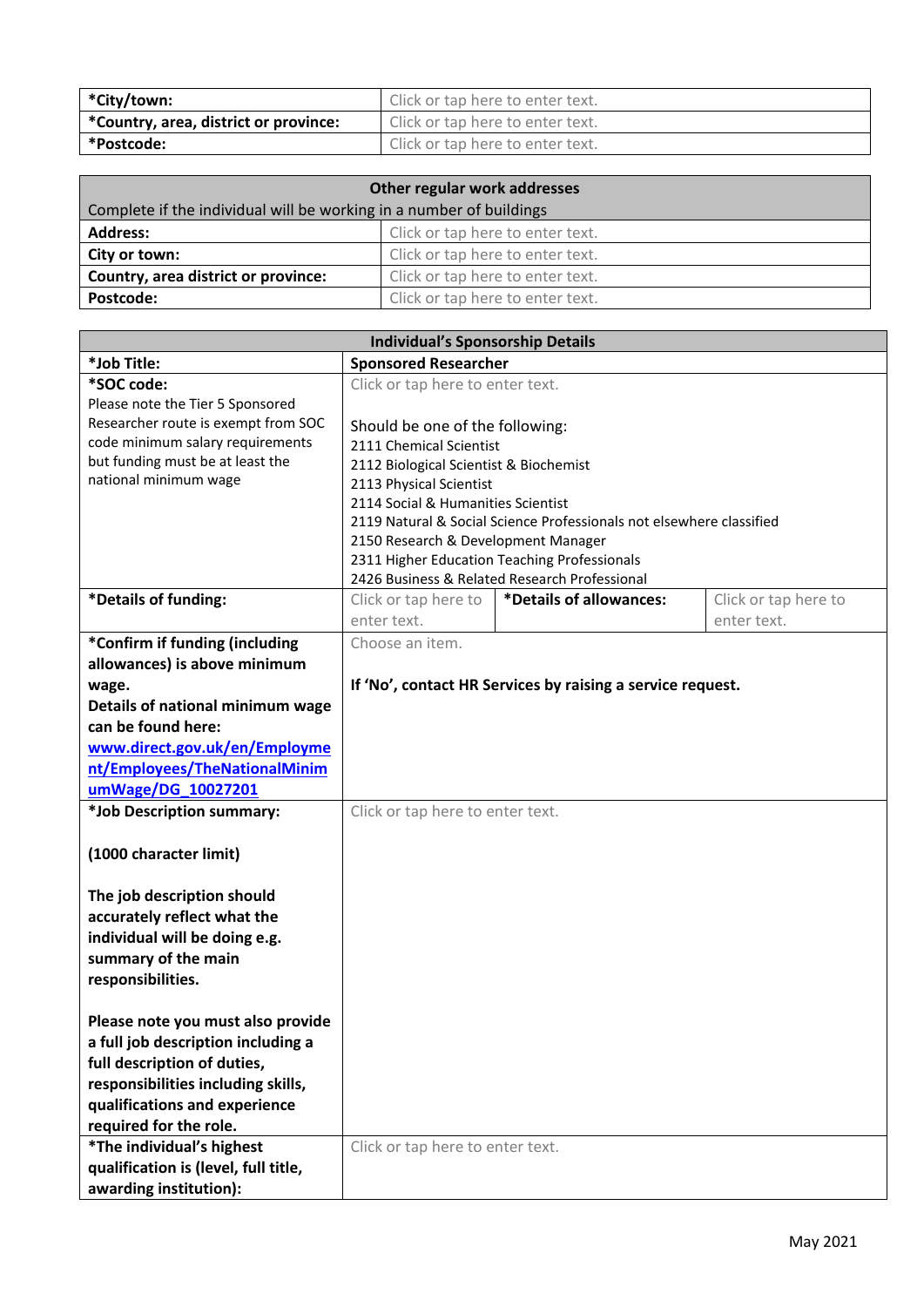| *City/town: | Click or tap here to enter text. |
|---|---|
| *Country, area, district or province: | Click or tap here to enter text. |
| *Postcode: | Click or tap here to enter text. |

| Other regular work addresses | |
|---|---|
| Complete if the individual will be working in a number of buildings | |
| **Address:** | Click or tap here to enter text. |
| **City or town:** | Click or tap here to enter text. |
| **Country, area district or province:** | Click or tap here to enter text. |
| **Postcode:** | Click or tap here to enter text. |

| Individual's Sponsorship Details | | | |
|---|---|---|---|
| **\*Job Title:** | **Sponsored Researcher** | | |
| **\*SOC code:** Please note the Tier 5 Sponsored Researcher route is exempt from SOC code minimum salary requirements but funding must be at least the national minimum wage | Click or tap here to enter text. Should be one of the following: 2111 Chemical Scientist 2112 Biological Scientist & Biochemist 2113 Physical Scientist 2114 Social & Humanities Scientist 2119 Natural & Social Science Professionals not elsewhere classified 2150 Research & Development Manager 2311 Higher Education Teaching Professionals 2426 Business & Related Research Professional | | |
| **\*Details of funding:** | Click or tap here to enter text. | **\*Details of allowances:** | Click or tap here to enter text. |
| **\*Confirm if funding (including allowances) is above minimum wage. Details of national minimum wage can be found here: [www.direct.gov.uk/en/Employment/Employees/TheNationalMinimumWage/DG_10027201](www.direct.gov.uk/en/Employment/Employees/TheNationalMinimumWage/DG_10027201)** | Choose an item. **If 'No', contact HR Services by raising a service request.** | | |
| **\*Job Description summary: (1000 character limit) The job description should accurately reflect what the individual will be doing e.g. summary of the main responsibilities. Please note you must also provide a full job description including a full description of duties, responsibilities including skills, qualifications and experience required for the role.** | Click or tap here to enter text. | | |
| **\*The individual's highest qualification is (level, full title, awarding institution):** | Click or tap here to enter text. | | |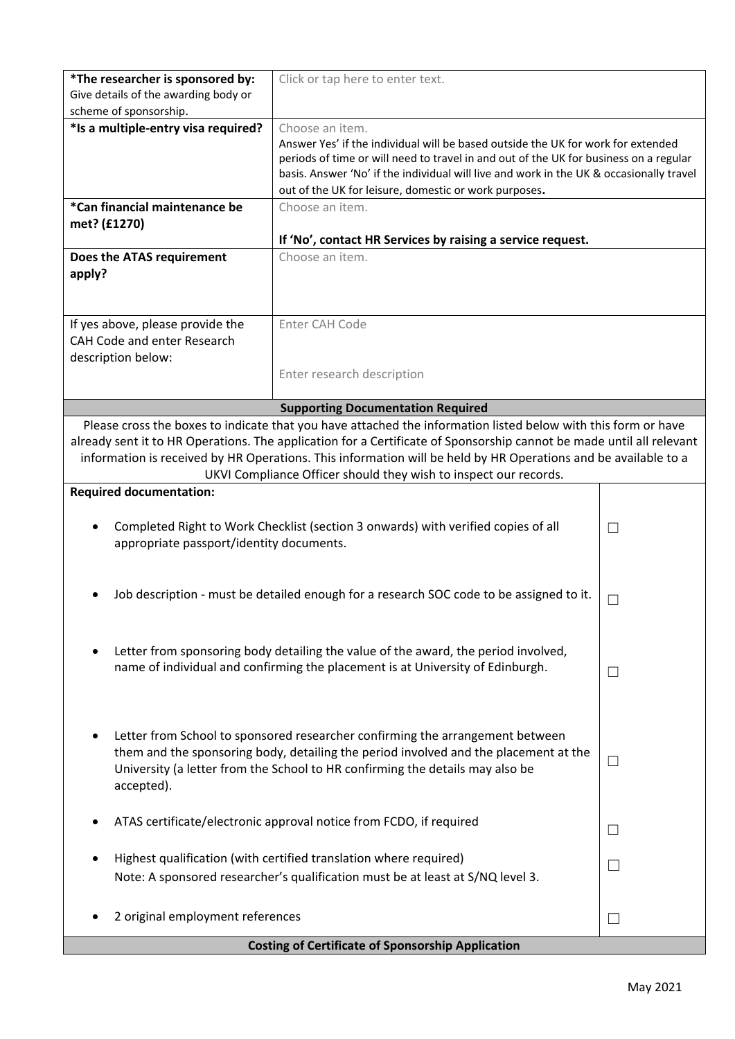| *The researcher is sponsored by: Give details of the awarding body or scheme of sponsorship. | Click or tap here to enter text. |
|---|---|
| *Is a multiple-entry visa required? | Choose an item. Answer Yes' if the individual will be based outside the UK for work for extended periods of time or will need to travel in and out of the UK for business on a regular basis. Answer 'No' if the individual will live and work in the UK & occasionally travel out of the UK for leisure, domestic or work purposes. |
| *Can financial maintenance be met? (£1270) | Choose an item. **If 'No', contact HR Services by raising a service request.** |
| **Does the ATAS requirement apply?** | Choose an item. |
| If yes above, please provide the CAH Code and enter Research description below: | Enter CAH Code<br><br>Enter research description |

**Supporting Documentation Required**

Please cross the boxes to indicate that you have attached the information listed below with this form or have already sent it to HR Operations. The application for a Certificate of Sponsorship cannot be made until all relevant information is received by HR Operations. This information will be held by HR Operations and be available to a UKVI Compliance Officer should they wish to inspect our records.

| **Required documentation:** | |
|---|---|
| • Completed Right to Work Checklist (section 3 onwards) with verified copies of all appropriate passport/identity documents. | ☐ |
| • Job description - must be detailed enough for a research SOC code to be assigned to it. | ☐ |
| • Letter from sponsoring body detailing the value of the award, the period involved, name of individual and confirming the placement is at University of Edinburgh. | ☐ |
| • Letter from School to sponsored researcher confirming the arrangement between them and the sponsoring body, detailing the period involved and the placement at the University (a letter from the School to HR confirming the details may also be accepted). | ☐ |
| • ATAS certificate/electronic approval notice from FCDO, if required | ☐ |
| • Highest qualification (with certified translation where required) Note: A sponsored researcher's qualification must be at least at S/NQ level 3. | ☐ |
| • 2 original employment references | ☐ |

**Costing of Certificate of Sponsorship Application**

May 2021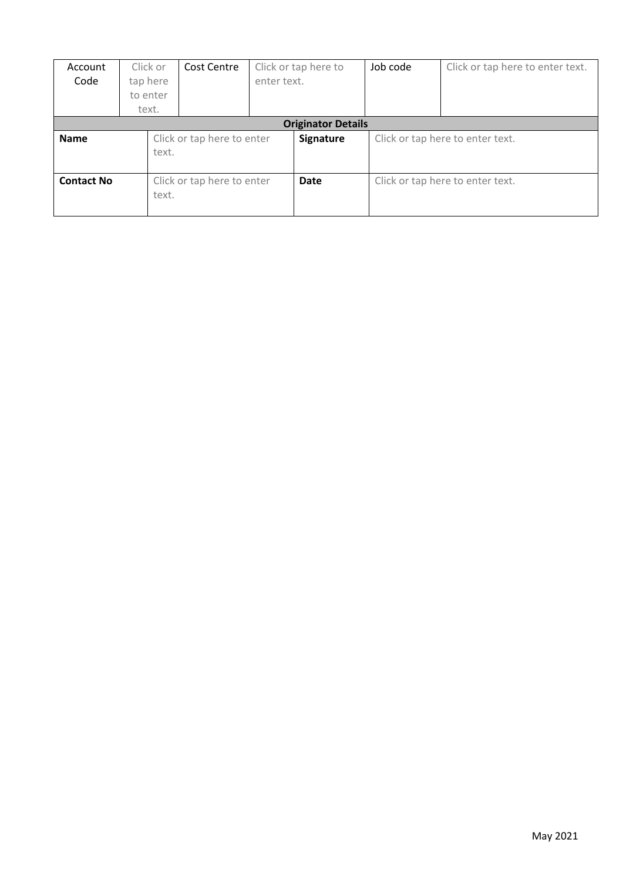| | | | | | |
|---|---|---|---|---|---|
| Account Code | Click or tap here to enter text. | Cost Centre | Click or tap here to enter text. | Job code | Click or tap here to enter text. |

| Originator Details | | | |
|---|---|---|---|
| **Name** | Click or tap here to enter text. | **Signature** | Click or tap here to enter text. |
| **Contact No** | Click or tap here to enter text. | **Date** | Click or tap here to enter text. |

May 2021